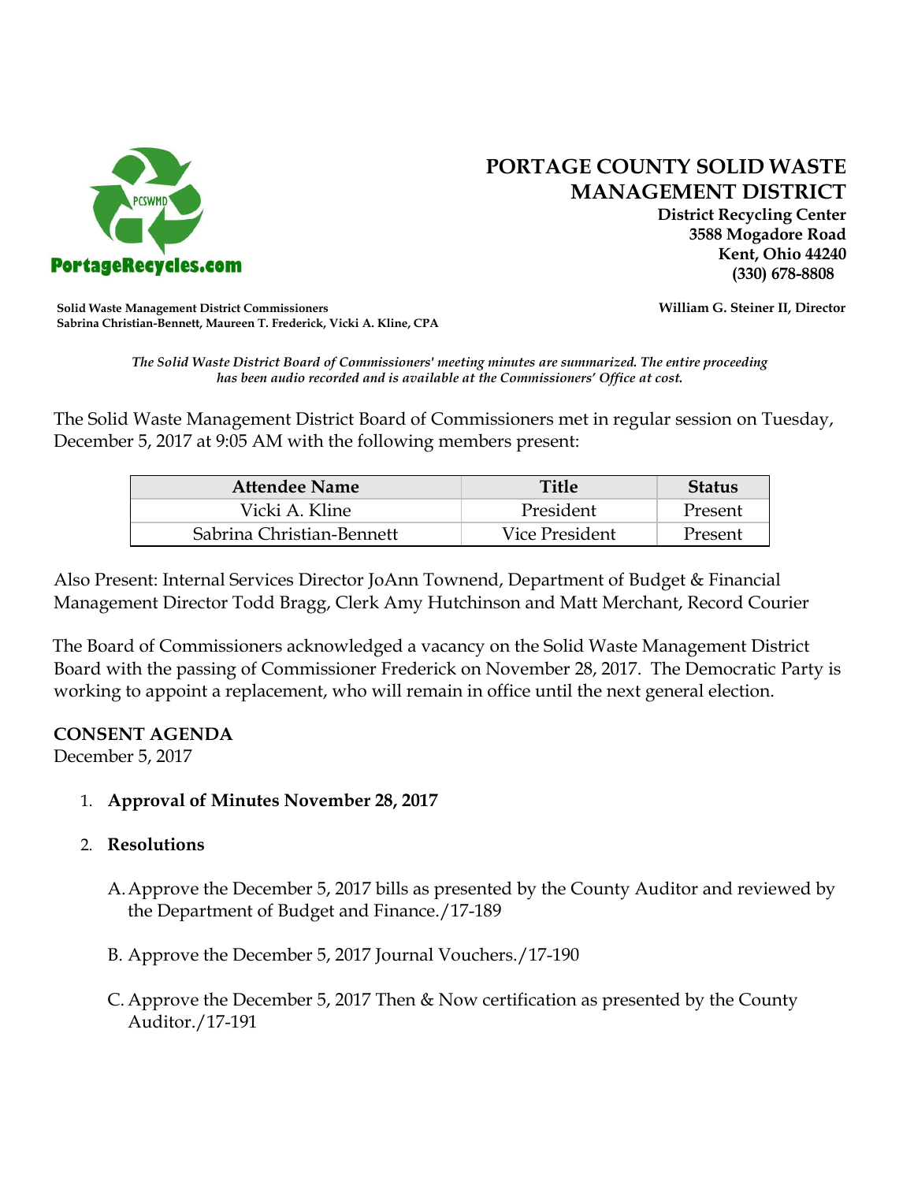# PORTAGE COUNTY SOLID WASTE MANAGEMENT DISTRICT

**District Recycling Center**
**3588 Mogadore Road**
**Kent, Ohio 44240**
**(330) 678-8808**

PCSWMD
**PortageRecycles.com**

**Solid Waste Management District Commissioners**
**Sabrina Christian-Bennett, Maureen T. Frederick, Vicki A. Kline, CPA**

**William G. Steiner II, Director**

*The Solid Waste District Board of Commissioners' meeting minutes are summarized. The entire proceeding has been audio recorded and is available at the Commissioners' Office at cost.*

The Solid Waste Management District Board of Commissioners met in regular session on Tuesday, December 5, 2017 at 9:05 AM with the following members present:

| Attendee Name | Title | Status |
|---|---|---|
| Vicki A. Kline | President | Present |
| Sabrina Christian-Bennett | Vice President | Present |

Also Present: Internal Services Director JoAnn Townend, Department of Budget & Financial Management Director Todd Bragg, Clerk Amy Hutchinson and Matt Merchant, Record Courier

The Board of Commissioners acknowledged a vacancy on the Solid Waste Management District Board with the passing of Commissioner Frederick on November 28, 2017. The Democratic Party is working to appoint a replacement, who will remain in office until the next general election.

**CONSENT AGENDA**
December 5, 2017

1. **Approval of Minutes November 28, 2017**

2. **Resolutions**

   A. Approve the December 5, 2017 bills as presented by the County Auditor and reviewed by the Department of Budget and Finance./17-189

   B. Approve the December 5, 2017 Journal Vouchers./17-190

   C. Approve the December 5, 2017 Then & Now certification as presented by the County Auditor./17-191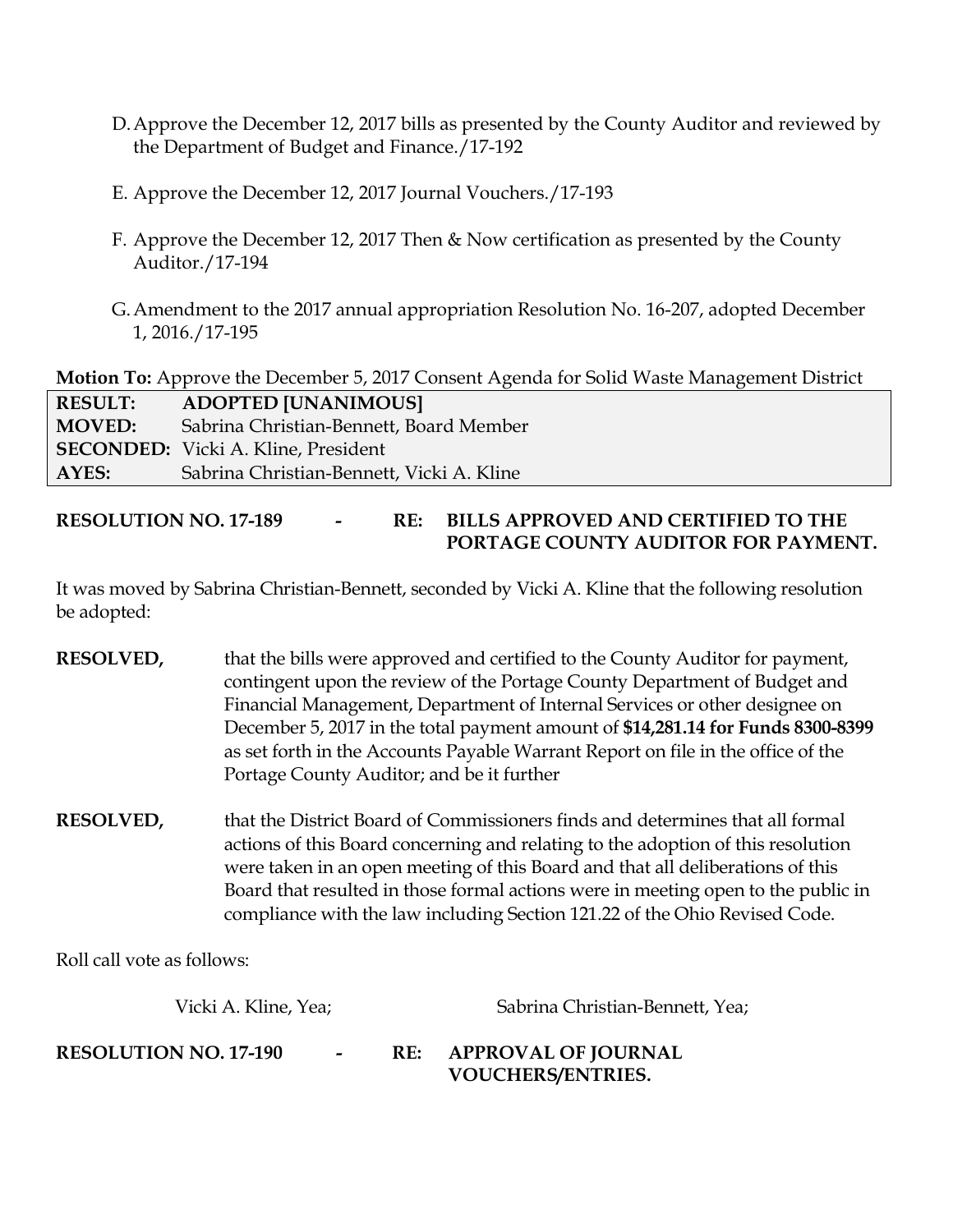D. Approve the December 12, 2017 bills as presented by the County Auditor and reviewed by the Department of Budget and Finance./17-192

E. Approve the December 12, 2017 Journal Vouchers./17-193

F. Approve the December 12, 2017 Then & Now certification as presented by the County Auditor./17-194

G. Amendment to the 2017 annual appropriation Resolution No. 16-207, adopted December 1, 2016./17-195

**Motion To:** Approve the December 5, 2017 Consent Agenda for Solid Waste Management District

| | |
|---|---|
| **RESULT:** | **ADOPTED [UNANIMOUS]** |
| **MOVED:** | Sabrina Christian-Bennett, Board Member |
| **SECONDED:** | Vicki A. Kline, President |
| **AYES:** | Sabrina Christian-Bennett, Vicki A. Kline |

**RESOLUTION NO. 17-189 - RE: BILLS APPROVED AND CERTIFIED TO THE PORTAGE COUNTY AUDITOR FOR PAYMENT.**

It was moved by Sabrina Christian-Bennett, seconded by Vicki A. Kline that the following resolution be adopted:

**RESOLVED,** that the bills were approved and certified to the County Auditor for payment, contingent upon the review of the Portage County Department of Budget and Financial Management, Department of Internal Services or other designee on December 5, 2017 in the total payment amount of **$14,281.14 for Funds 8300-8399** as set forth in the Accounts Payable Warrant Report on file in the office of the Portage County Auditor; and be it further

**RESOLVED,** that the District Board of Commissioners finds and determines that all formal actions of this Board concerning and relating to the adoption of this resolution were taken in an open meeting of this Board and that all deliberations of this Board that resulted in those formal actions were in meeting open to the public in compliance with the law including Section 121.22 of the Ohio Revised Code.

Roll call vote as follows:

Vicki A. Kline, Yea; Sabrina Christian-Bennett, Yea;

**RESOLUTION NO. 17-190 - RE: APPROVAL OF JOURNAL VOUCHERS/ENTRIES.**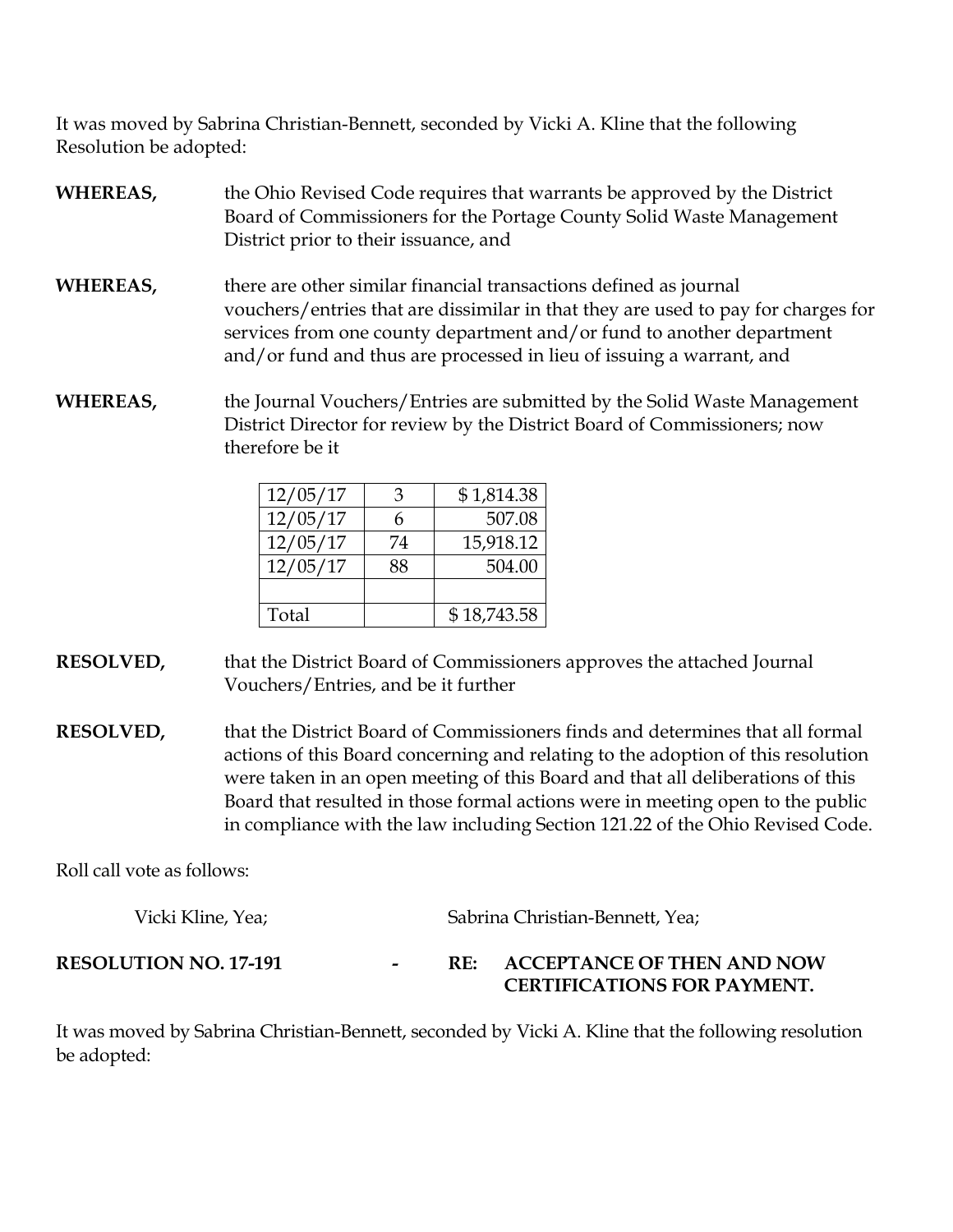It was moved by Sabrina Christian-Bennett, seconded by Vicki A. Kline that the following Resolution be adopted:

**WHEREAS,** the Ohio Revised Code requires that warrants be approved by the District Board of Commissioners for the Portage County Solid Waste Management District prior to their issuance, and

**WHEREAS,** there are other similar financial transactions defined as journal vouchers/entries that are dissimilar in that they are used to pay for charges for services from one county department and/or fund to another department and/or fund and thus are processed in lieu of issuing a warrant, and

**WHEREAS,** the Journal Vouchers/Entries are submitted by the Solid Waste Management District Director for review by the District Board of Commissioners; now therefore be it

| | | |
|---|---|---|
| 12/05/17 | 3 | $ 1,814.38 |
| 12/05/17 | 6 | 507.08 |
| 12/05/17 | 74 | 15,918.12 |
| 12/05/17 | 88 | 504.00 |
| | | |
| Total | | $ 18,743.58 |

**RESOLVED,** that the District Board of Commissioners approves the attached Journal Vouchers/Entries, and be it further

**RESOLVED,** that the District Board of Commissioners finds and determines that all formal actions of this Board concerning and relating to the adoption of this resolution were taken in an open meeting of this Board and that all deliberations of this Board that resulted in those formal actions were in meeting open to the public in compliance with the law including Section 121.22 of the Ohio Revised Code.

Roll call vote as follows:

Vicki Kline, Yea; Sabrina Christian-Bennett, Yea;

**RESOLUTION NO. 17-191 - RE: ACCEPTANCE OF THEN AND NOW CERTIFICATIONS FOR PAYMENT.**

It was moved by Sabrina Christian-Bennett, seconded by Vicki A. Kline that the following resolution be adopted: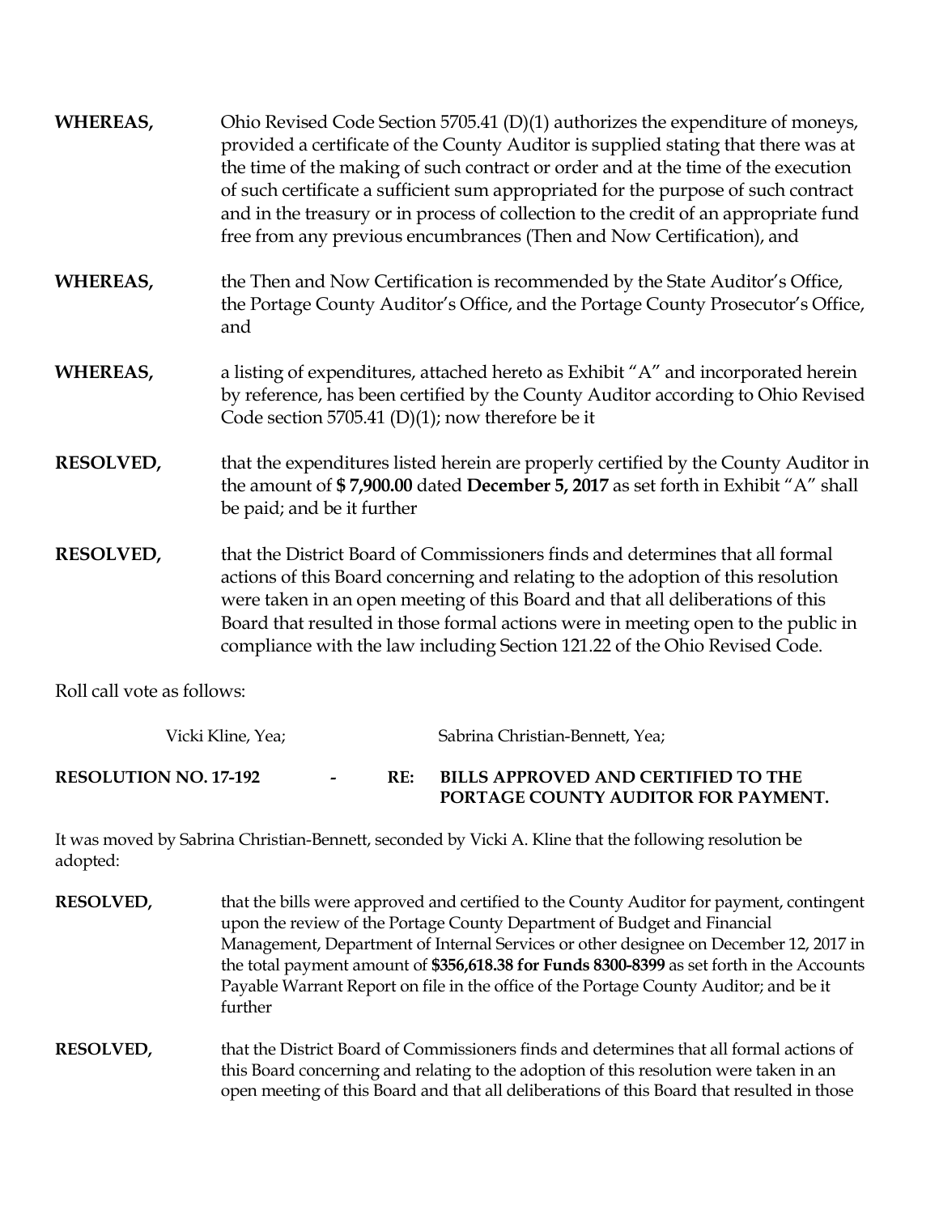**WHEREAS,** Ohio Revised Code Section 5705.41 (D)(1) authorizes the expenditure of moneys, provided a certificate of the County Auditor is supplied stating that there was at the time of the making of such contract or order and at the time of the execution of such certificate a sufficient sum appropriated for the purpose of such contract and in the treasury or in process of collection to the credit of an appropriate fund free from any previous encumbrances (Then and Now Certification), and

**WHEREAS,** the Then and Now Certification is recommended by the State Auditor's Office, the Portage County Auditor's Office, and the Portage County Prosecutor's Office, and

**WHEREAS,** a listing of expenditures, attached hereto as Exhibit "A" and incorporated herein by reference, has been certified by the County Auditor according to Ohio Revised Code section 5705.41 (D)(1); now therefore be it

**RESOLVED,** that the expenditures listed herein are properly certified by the County Auditor in the amount of **$ 7,900.00** dated **December 5, 2017** as set forth in Exhibit "A" shall be paid; and be it further

**RESOLVED,** that the District Board of Commissioners finds and determines that all formal actions of this Board concerning and relating to the adoption of this resolution were taken in an open meeting of this Board and that all deliberations of this Board that resulted in those formal actions were in meeting open to the public in compliance with the law including Section 121.22 of the Ohio Revised Code.

Roll call vote as follows:

Vicki Kline, Yea; Sabrina Christian-Bennett, Yea;

**RESOLUTION NO. 17-192 - RE: BILLS APPROVED AND CERTIFIED TO THE PORTAGE COUNTY AUDITOR FOR PAYMENT.**

It was moved by Sabrina Christian-Bennett, seconded by Vicki A. Kline that the following resolution be adopted:

**RESOLVED,** that the bills were approved and certified to the County Auditor for payment, contingent upon the review of the Portage County Department of Budget and Financial Management, Department of Internal Services or other designee on December 12, 2017 in the total payment amount of **$356,618.38 for Funds 8300-8399** as set forth in the Accounts Payable Warrant Report on file in the office of the Portage County Auditor; and be it further

**RESOLVED,** that the District Board of Commissioners finds and determines that all formal actions of this Board concerning and relating to the adoption of this resolution were taken in an open meeting of this Board and that all deliberations of this Board that resulted in those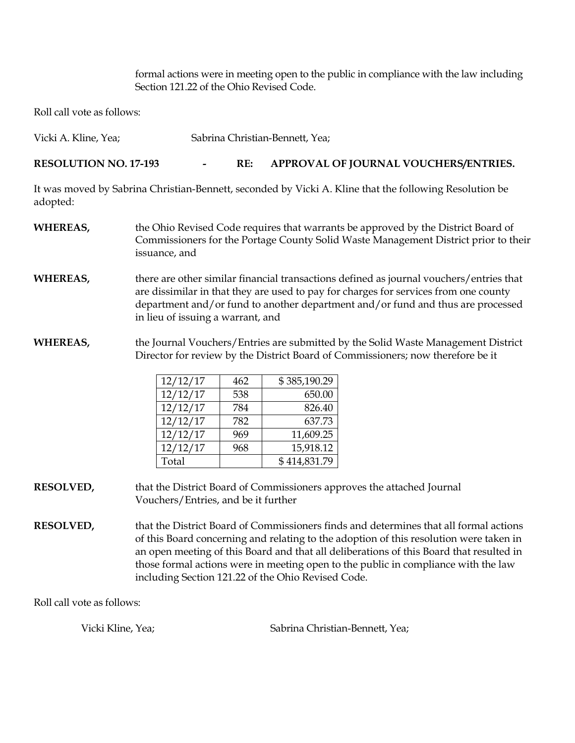formal actions were in meeting open to the public in compliance with the law including Section 121.22 of the Ohio Revised Code.

Roll call vote as follows:

Vicki A. Kline, Yea; Sabrina Christian-Bennett, Yea;

**RESOLUTION NO. 17-193 - RE: APPROVAL OF JOURNAL VOUCHERS/ENTRIES.**

It was moved by Sabrina Christian-Bennett, seconded by Vicki A. Kline that the following Resolution be adopted:

**WHEREAS,** the Ohio Revised Code requires that warrants be approved by the District Board of Commissioners for the Portage County Solid Waste Management District prior to their issuance, and

**WHEREAS,** there are other similar financial transactions defined as journal vouchers/entries that are dissimilar in that they are used to pay for charges for services from one county department and/or fund to another department and/or fund and thus are processed in lieu of issuing a warrant, and

**WHEREAS,** the Journal Vouchers/Entries are submitted by the Solid Waste Management District Director for review by the District Board of Commissioners; now therefore be it

| | | |
|---|---|---|
| 12/12/17 | 462 | $ 385,190.29 |
| 12/12/17 | 538 | 650.00 |
| 12/12/17 | 784 | 826.40 |
| 12/12/17 | 782 | 637.73 |
| 12/12/17 | 969 | 11,609.25 |
| 12/12/17 | 968 | 15,918.12 |
| Total | | $ 414,831.79 |

**RESOLVED,** that the District Board of Commissioners approves the attached Journal Vouchers/Entries, and be it further

**RESOLVED,** that the District Board of Commissioners finds and determines that all formal actions of this Board concerning and relating to the adoption of this resolution were taken in an open meeting of this Board and that all deliberations of this Board that resulted in those formal actions were in meeting open to the public in compliance with the law including Section 121.22 of the Ohio Revised Code.

Roll call vote as follows:

Vicki Kline, Yea; Sabrina Christian-Bennett, Yea;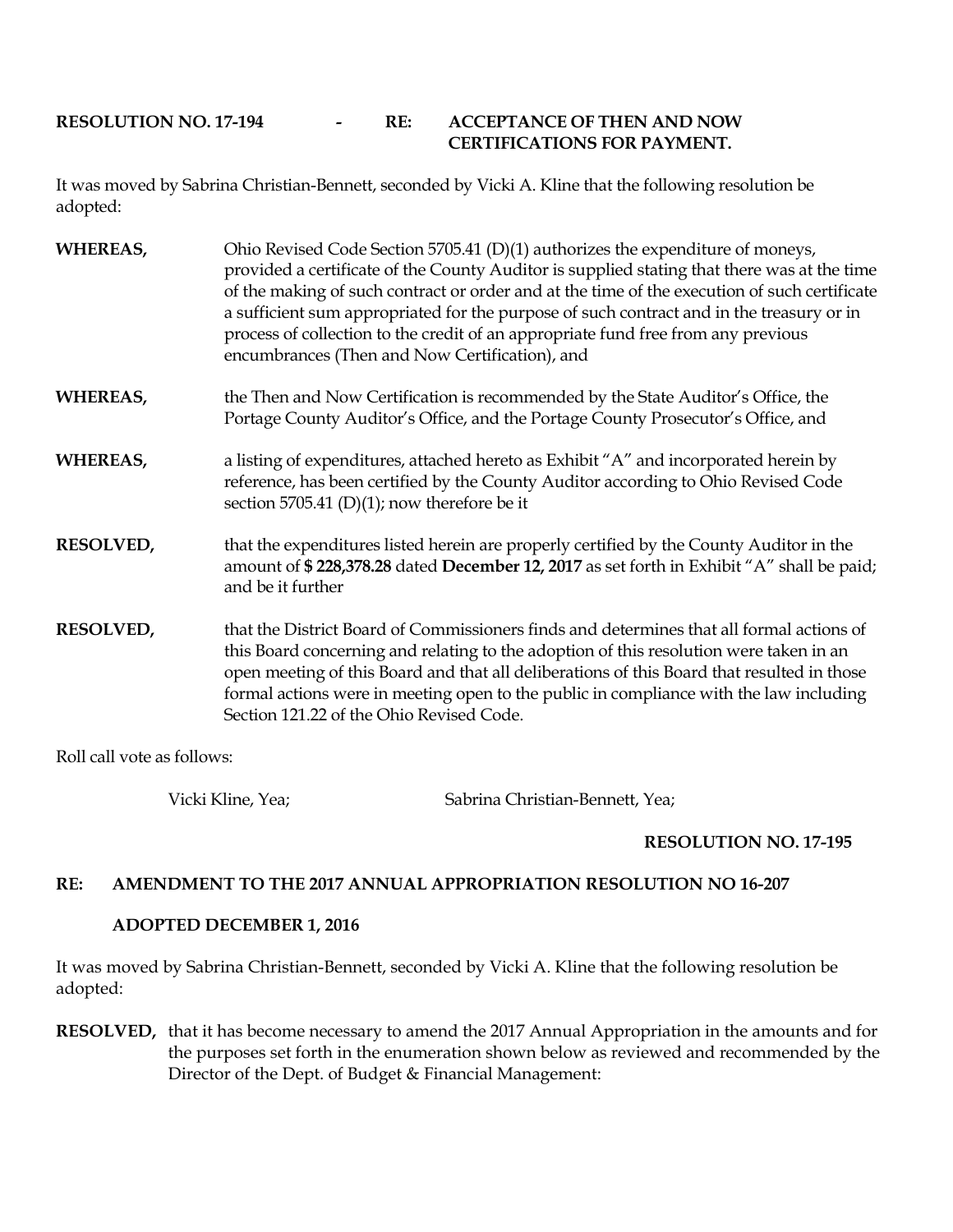**RESOLUTION NO. 17-194 - RE: ACCEPTANCE OF THEN AND NOW CERTIFICATIONS FOR PAYMENT.**

It was moved by Sabrina Christian-Bennett, seconded by Vicki A. Kline that the following resolution be adopted:

**WHEREAS,** Ohio Revised Code Section 5705.41 (D)(1) authorizes the expenditure of moneys, provided a certificate of the County Auditor is supplied stating that there was at the time of the making of such contract or order and at the time of the execution of such certificate a sufficient sum appropriated for the purpose of such contract and in the treasury or in process of collection to the credit of an appropriate fund free from any previous encumbrances (Then and Now Certification), and

**WHEREAS,** the Then and Now Certification is recommended by the State Auditor's Office, the Portage County Auditor's Office, and the Portage County Prosecutor's Office, and

**WHEREAS,** a listing of expenditures, attached hereto as Exhibit "A" and incorporated herein by reference, has been certified by the County Auditor according to Ohio Revised Code section 5705.41 (D)(1); now therefore be it

**RESOLVED,** that the expenditures listed herein are properly certified by the County Auditor in the amount of **$ 228,378.28** dated **December 12, 2017** as set forth in Exhibit "A" shall be paid; and be it further

**RESOLVED,** that the District Board of Commissioners finds and determines that all formal actions of this Board concerning and relating to the adoption of this resolution were taken in an open meeting of this Board and that all deliberations of this Board that resulted in those formal actions were in meeting open to the public in compliance with the law including Section 121.22 of the Ohio Revised Code.

Roll call vote as follows:

Vicki Kline, Yea; Sabrina Christian-Bennett, Yea;

**RESOLUTION NO. 17-195**

**RE: AMENDMENT TO THE 2017 ANNUAL APPROPRIATION RESOLUTION NO 16-207**

**ADOPTED DECEMBER 1, 2016**

It was moved by Sabrina Christian-Bennett, seconded by Vicki A. Kline that the following resolution be adopted:

**RESOLVED,** that it has become necessary to amend the 2017 Annual Appropriation in the amounts and for the purposes set forth in the enumeration shown below as reviewed and recommended by the Director of the Dept. of Budget & Financial Management: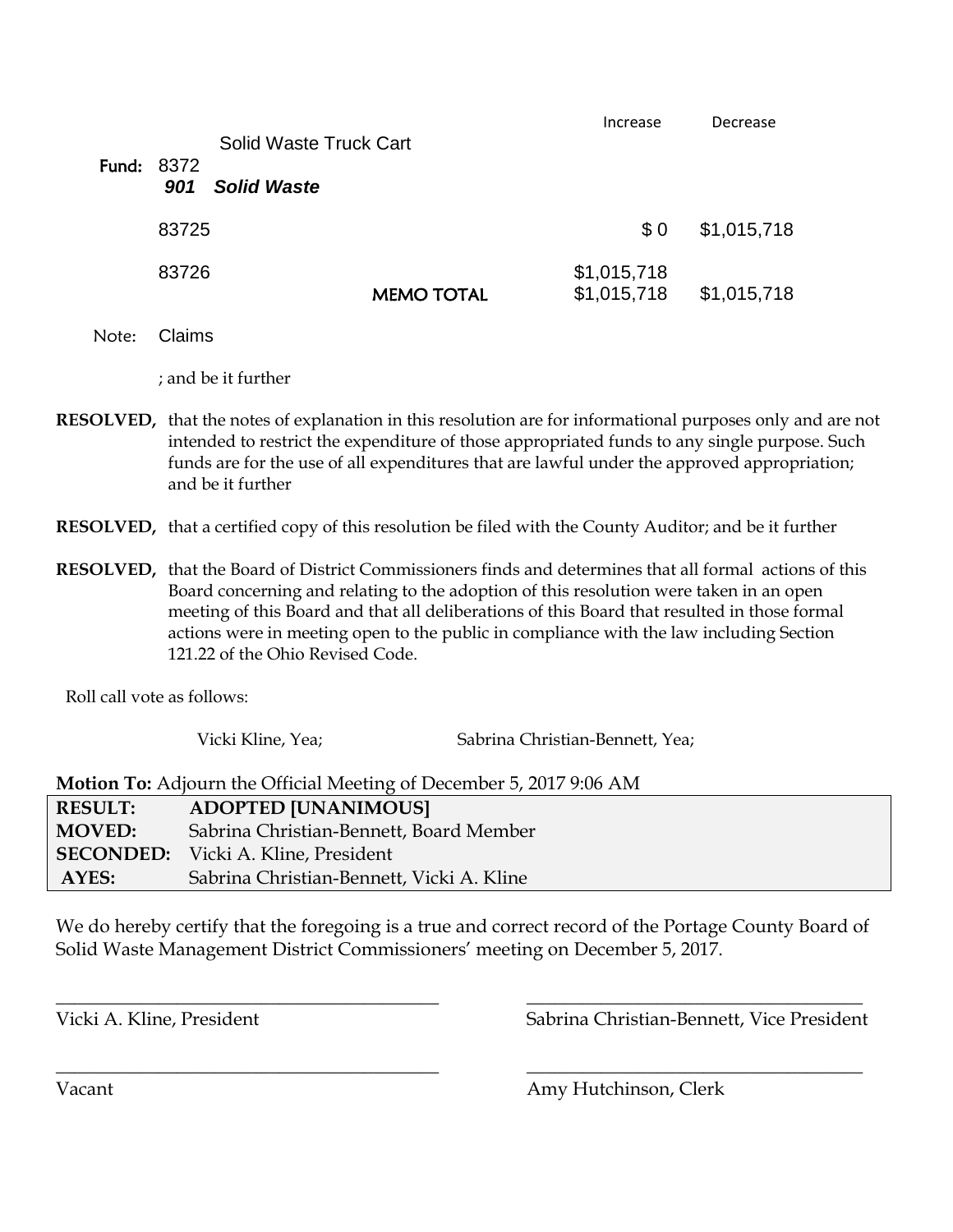| | | Increase | Decrease |
|---|---|---|---|
| **Fund:** 8372 | Solid Waste Truck Cart | | |
| | ***901 Solid Waste*** | | |
| 83725 | | $ 0 | $1,015,718 |
| 83726 | | $1,015,718 | |
| | **MEMO TOTAL** | $1,015,718 | $1,015,718 |

Note: Claims

; and be it further

**RESOLVED,** that the notes of explanation in this resolution are for informational purposes only and are not intended to restrict the expenditure of those appropriated funds to any single purpose. Such funds are for the use of all expenditures that are lawful under the approved appropriation; and be it further

**RESOLVED,** that a certified copy of this resolution be filed with the County Auditor; and be it further

**RESOLVED,** that the Board of District Commissioners finds and determines that all formal actions of this Board concerning and relating to the adoption of this resolution were taken in an open meeting of this Board and that all deliberations of this Board that resulted in those formal actions were in meeting open to the public in compliance with the law including Section 121.22 of the Ohio Revised Code.

Roll call vote as follows:

Vicki Kline, Yea; Sabrina Christian-Bennett, Yea;

**Motion To:** Adjourn the Official Meeting of December 5, 2017 9:06 AM

| | |
|---|---|
| **RESULT:** | **ADOPTED [UNANIMOUS]** |
| **MOVED:** | Sabrina Christian-Bennett, Board Member |
| **SECONDED:** | Vicki A. Kline, President |
| **AYES:** | Sabrina Christian-Bennett, Vicki A. Kline |

We do hereby certify that the foregoing is a true and correct record of the Portage County Board of Solid Waste Management District Commissioners' meeting on December 5, 2017.

\_\_\_\_\_\_\_\_\_\_\_\_\_\_\_\_\_\_\_\_\_\_\_\_\_\_\_\_\_\_\_\_\_\_\_\_
Vicki A. Kline, President

\_\_\_\_\_\_\_\_\_\_\_\_\_\_\_\_\_\_\_\_\_\_\_\_\_\_\_\_\_\_\_\_\_\_\_\_
Sabrina Christian-Bennett, Vice President

\_\_\_\_\_\_\_\_\_\_\_\_\_\_\_\_\_\_\_\_\_\_\_\_\_\_\_\_\_\_\_\_\_\_\_\_
Vacant

\_\_\_\_\_\_\_\_\_\_\_\_\_\_\_\_\_\_\_\_\_\_\_\_\_\_\_\_\_\_\_\_\_\_\_\_
Amy Hutchinson, Clerk